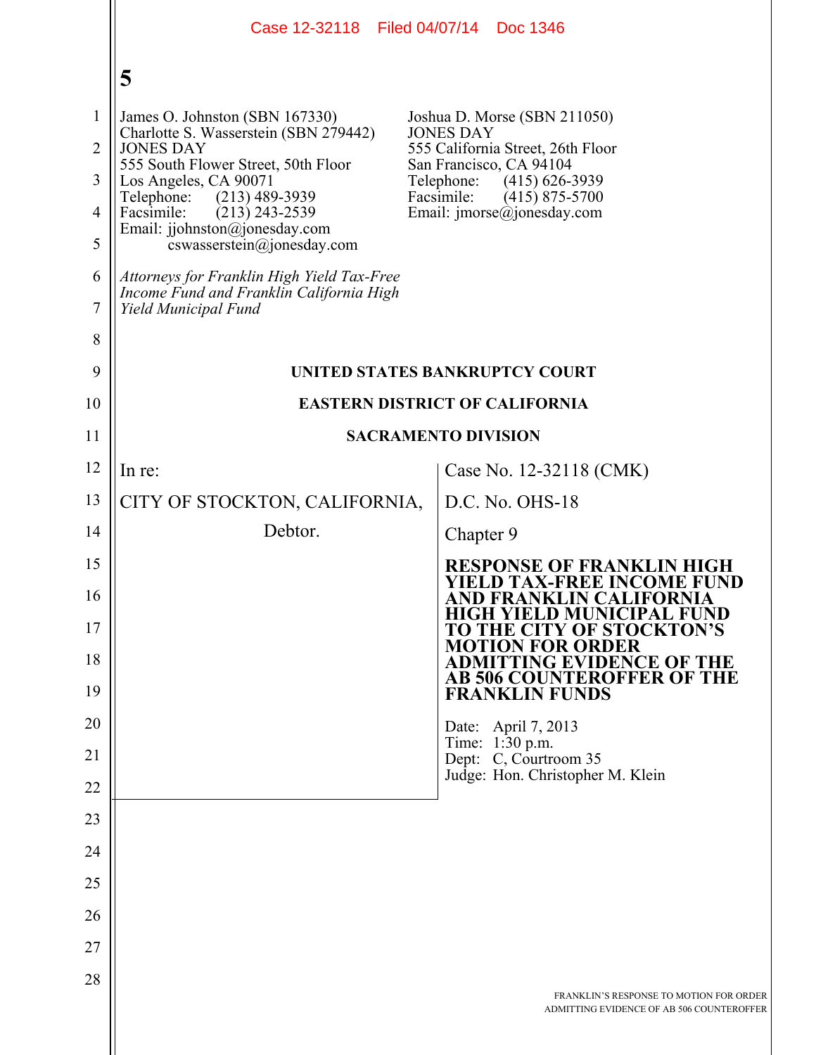James O. Johnston (SBN 167330)
Charlotte S. Wasserstein (SBN 279442)
JONES DAY
555 South Flower Street, 50th Floor
Los Angeles, CA 90071
Telephone: (213) 489-3939
Facsimile: (213) 243-2539
Email: jjohnston@jonesday.com
cswasserstein@jonesday.com

Joshua D. Morse (SBN 211050)
JONES DAY
555 California Street, 26th Floor
San Francisco, CA 94104
Telephone: (415) 626-3939
Facsimile: (415) 875-5700
Email: jmorse@jonesday.com

*Attorneys for Franklin High Yield Tax-Free Income Fund and Franklin California High Yield Municipal Fund*

**UNITED STATES BANKRUPTCY COURT**

**EASTERN DISTRICT OF CALIFORNIA**

**SACRAMENTO DIVISION**

In re:

CITY OF STOCKTON, CALIFORNIA,

Debtor.

Case No. 12-32118 (CMK)

D.C. No. OHS-18

Chapter 9

**RESPONSE OF FRANKLIN HIGH YIELD TAX-FREE INCOME FUND AND FRANKLIN CALIFORNIA HIGH YIELD MUNICIPAL FUND TO THE CITY OF STOCKTON'S MOTION FOR ORDER ADMITTING EVIDENCE OF THE AB 506 COUNTEROFFER OF THE FRANKLIN FUNDS**

Date: April 7, 2013
Time: 1:30 p.m.
Dept: C, Courtroom 35
Judge: Hon. Christopher M. Klein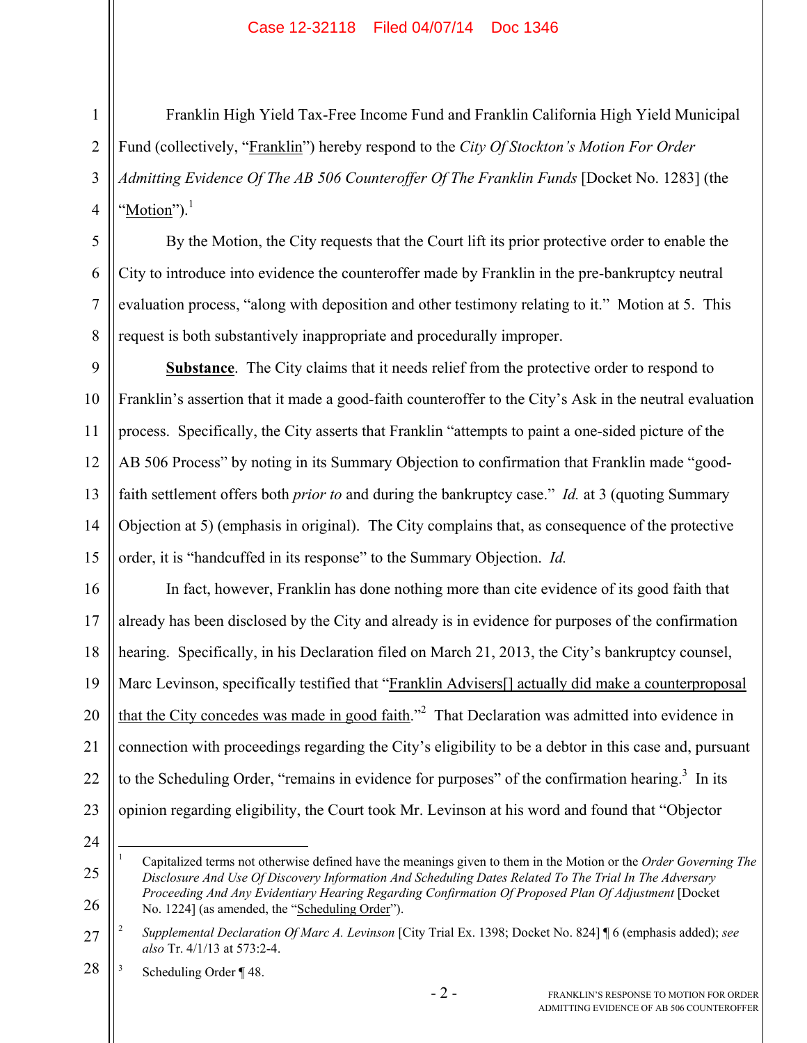Franklin High Yield Tax-Free Income Fund and Franklin California High Yield Municipal Fund (collectively, "Franklin") hereby respond to the *City Of Stockton's Motion For Order Admitting Evidence Of The AB 506 Counteroffer Of The Franklin Funds* [Docket No. 1283] (the "Motion").[1]

By the Motion, the City requests that the Court lift its prior protective order to enable the City to introduce into evidence the counteroffer made by Franklin in the pre-bankruptcy neutral evaluation process, "along with deposition and other testimony relating to it." Motion at 5. This request is both substantively inappropriate and procedurally improper.

**Substance**. The City claims that it needs relief from the protective order to respond to Franklin's assertion that it made a good-faith counteroffer to the City's Ask in the neutral evaluation process. Specifically, the City asserts that Franklin "attempts to paint a one-sided picture of the AB 506 Process" by noting in its Summary Objection to confirmation that Franklin made "good-faith settlement offers both *prior to* and during the bankruptcy case." *Id.* at 3 (quoting Summary Objection at 5) (emphasis in original). The City complains that, as consequence of the protective order, it is "handcuffed in its response" to the Summary Objection. *Id.*

In fact, however, Franklin has done nothing more than cite evidence of its good faith that already has been disclosed by the City and already is in evidence for purposes of the confirmation hearing. Specifically, in his Declaration filed on March 21, 2013, the City's bankruptcy counsel, Marc Levinson, specifically testified that "Franklin Advisers[] actually did make a counterproposal that the City concedes was made in good faith."[2] That Declaration was admitted into evidence in connection with proceedings regarding the City's eligibility to be a debtor in this case and, pursuant to the Scheduling Order, "remains in evidence for purposes" of the confirmation hearing.[3] In its opinion regarding eligibility, the Court took Mr. Levinson at his word and found that "Objector

---

[1] Capitalized terms not otherwise defined have the meanings given to them in the Motion or the *Order Governing The Disclosure And Use Of Discovery Information And Scheduling Dates Related To The Trial In The Adversary Proceeding And Any Evidentiary Hearing Regarding Confirmation Of Proposed Plan Of Adjustment* [Docket No. 1224] (as amended, the "Scheduling Order").

[2] *Supplemental Declaration Of Marc A. Levinson* [City Trial Ex. 1398; Docket No. 824] ¶ 6 (emphasis added); *see also* Tr. 4/1/13 at 573:2-4.

[3] Scheduling Order ¶ 48.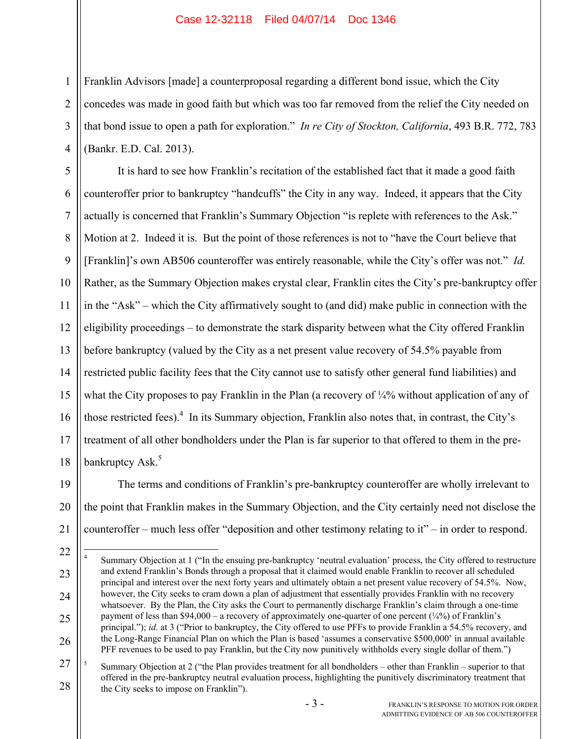Franklin Advisors [made] a counterproposal regarding a different bond issue, which the City concedes was made in good faith but which was too far removed from the relief the City needed on that bond issue to open a path for exploration." *In re City of Stockton, California*, 493 B.R. 772, 783 (Bankr. E.D. Cal. 2013).

It is hard to see how Franklin's recitation of the established fact that it made a good faith counteroffer prior to bankruptcy "handcuffs" the City in any way. Indeed, it appears that the City actually is concerned that Franklin's Summary Objection "is replete with references to the Ask." Motion at 2. Indeed it is. But the point of those references is not to "have the Court believe that [Franklin]'s own AB506 counteroffer was entirely reasonable, while the City's offer was not." *Id.* Rather, as the Summary Objection makes crystal clear, Franklin cites the City's pre-bankruptcy offer in the "Ask" – which the City affirmatively sought to (and did) make public in connection with the eligibility proceedings – to demonstrate the stark disparity between what the City offered Franklin before bankruptcy (valued by the City as a net present value recovery of 54.5% payable from restricted public facility fees that the City cannot use to satisfy other general fund liabilities) and what the City proposes to pay Franklin in the Plan (a recovery of ¼% without application of any of those restricted fees).[4] In its Summary objection, Franklin also notes that, in contrast, the City's treatment of all other bondholders under the Plan is far superior to that offered to them in the pre-bankruptcy Ask.[5]

The terms and conditions of Franklin's pre-bankruptcy counteroffer are wholly irrelevant to the point that Franklin makes in the Summary Objection, and the City certainly need not disclose the counteroffer – much less offer "deposition and other testimony relating to it" – in order to respond.

---

[4] Summary Objection at 1 ("In the ensuing pre-bankruptcy 'neutral evaluation' process, the City offered to restructure and extend Franklin's Bonds through a proposal that it claimed would enable Franklin to recover all scheduled principal and interest over the next forty years and ultimately obtain a net present value recovery of 54.5%. Now, however, the City seeks to cram down a plan of adjustment that essentially provides Franklin with no recovery whatsoever. By the Plan, the City asks the Court to permanently discharge Franklin's claim through a one-time payment of less than $94,000 – a recovery of approximately one-quarter of one percent (¼%) of Franklin's principal."); *id.* at 3 ("Prior to bankruptcy, the City offered to use PFFs to provide Franklin a 54.5% recovery, and the Long-Range Financial Plan on which the Plan is based 'assumes a conservative $500,000' in annual available PFF revenues to be used to pay Franklin, but the City now punitively withholds every single dollar of them.")

[5] Summary Objection at 2 ("the Plan provides treatment for all bondholders – other than Franklin – superior to that offered in the pre-bankruptcy neutral evaluation process, highlighting the punitively discriminatory treatment that the City seeks to impose on Franklin").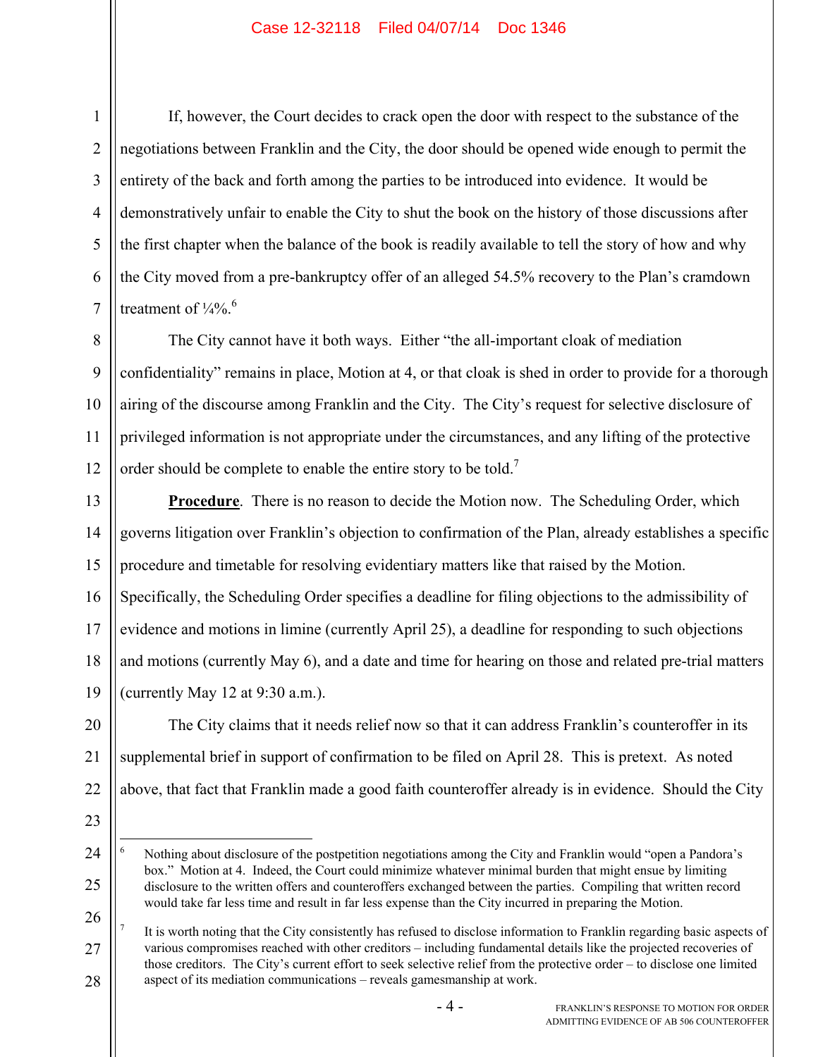If, however, the Court decides to crack open the door with respect to the substance of the negotiations between Franklin and the City, the door should be opened wide enough to permit the entirety of the back and forth among the parties to be introduced into evidence. It would be demonstratively unfair to enable the City to shut the book on the history of those discussions after the first chapter when the balance of the book is readily available to tell the story of how and why the City moved from a pre-bankruptcy offer of an alleged 54.5% recovery to the Plan's cramdown treatment of ¼%.[6]

The City cannot have it both ways. Either "the all-important cloak of mediation confidentiality" remains in place, Motion at 4, or that cloak is shed in order to provide for a thorough airing of the discourse among Franklin and the City. The City's request for selective disclosure of privileged information is not appropriate under the circumstances, and any lifting of the protective order should be complete to enable the entire story to be told.[7]

**Procedure**. There is no reason to decide the Motion now. The Scheduling Order, which governs litigation over Franklin's objection to confirmation of the Plan, already establishes a specific procedure and timetable for resolving evidentiary matters like that raised by the Motion. Specifically, the Scheduling Order specifies a deadline for filing objections to the admissibility of evidence and motions in limine (currently April 25), a deadline for responding to such objections and motions (currently May 6), and a date and time for hearing on those and related pre-trial matters (currently May 12 at 9:30 a.m.).

The City claims that it needs relief now so that it can address Franklin's counteroffer in its supplemental brief in support of confirmation to be filed on April 28. This is pretext. As noted above, that fact that Franklin made a good faith counteroffer already is in evidence. Should the City

---

[6] Nothing about disclosure of the postpetition negotiations among the City and Franklin would "open a Pandora's box." Motion at 4. Indeed, the Court could minimize whatever minimal burden that might ensue by limiting disclosure to the written offers and counteroffers exchanged between the parties. Compiling that written record would take far less time and result in far less expense than the City incurred in preparing the Motion.

[7] It is worth noting that the City consistently has refused to disclose information to Franklin regarding basic aspects of various compromises reached with other creditors – including fundamental details like the projected recoveries of those creditors. The City's current effort to seek selective relief from the protective order – to disclose one limited aspect of its mediation communications – reveals gamesmanship at work.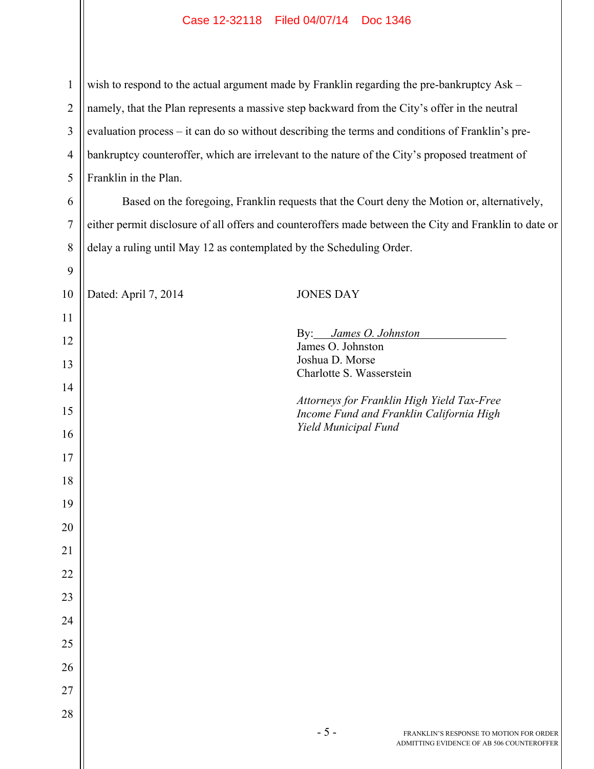wish to respond to the actual argument made by Franklin regarding the pre-bankruptcy Ask – namely, that the Plan represents a massive step backward from the City's offer in the neutral evaluation process – it can do so without describing the terms and conditions of Franklin's pre-bankruptcy counteroffer, which are irrelevant to the nature of the City's proposed treatment of Franklin in the Plan.

Based on the foregoing, Franklin requests that the Court deny the Motion or, alternatively, either permit disclosure of all offers and counteroffers made between the City and Franklin to date or delay a ruling until May 12 as contemplated by the Scheduling Order.

Dated: April 7, 2014

JONES DAY

By: *James O. Johnston*
James O. Johnston
Joshua D. Morse
Charlotte S. Wasserstein

*Attorneys for Franklin High Yield Tax-Free Income Fund and Franklin California High Yield Municipal Fund*